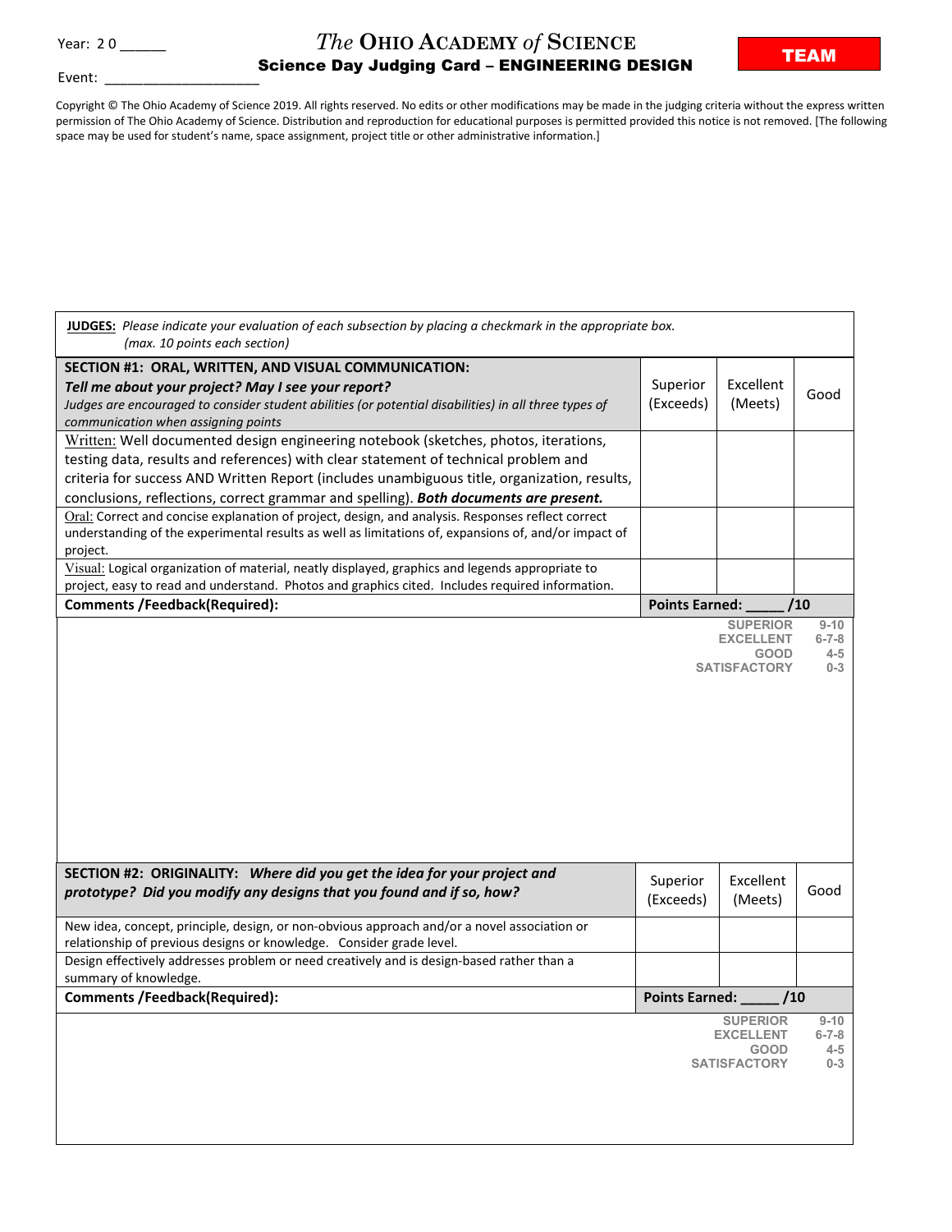Year: 2 0 ______

# *The* OHIO ACADEMY *of* SCIENCE

## Science Day Judging Card – ENGINEERING DESIGN

**TEAM**

Event: ____________________

Copyright © The Ohio Academy of Science 2019. All rights reserved. No edits or other modifications may be made in the judging criteria without the express written permission of The Ohio Academy of Science. Distribution and reproduction for educational purposes is permitted provided this notice is not removed. [The following space may be used for student's name, space assignment, project title or other administrative information.]

**JUDGES:** *Please indicate your evaluation of each subsection by placing a checkmark in the appropriate box. (max. 10 points each section)*

| **SECTION #1: ORAL, WRITTEN, AND VISUAL COMMUNICATION:** ***Tell me about your project? May I see your report?*** *Judges are encouraged to consider student abilities (or potential disabilities) in all three types of communication when assigning points* | Superior (Exceeds) | Excellent (Meets) | Good |
|---|---|---|---|
| Written: Well documented design engineering notebook (sketches, photos, iterations, testing data, results and references) with clear statement of technical problem and criteria for success AND Written Report (includes unambiguous title, organization, results, conclusions, reflections, correct grammar and spelling). ***Both documents are present.*** | | | |
| Oral: Correct and concise explanation of project, design, and analysis. Responses reflect correct understanding of the experimental results as well as limitations of, expansions of, and/or impact of project. | | | |
| Visual: Logical organization of material, neatly displayed, graphics and legends appropriate to project, easy to read and understand. Photos and graphics cited. Includes required information. | | | |
| **Comments /Feedback(Required):** | **Points Earned: _____ /10** | | |

SUPERIOR 9-10
EXCELLENT 6-7-8
GOOD 4-5
SATISFACTORY 0-3

| **SECTION #2: ORIGINALITY:** ***Where did you get the idea for your project and prototype? Did you modify any designs that you found and if so, how?*** | Superior (Exceeds) | Excellent (Meets) | Good |
|---|---|---|---|
| New idea, concept, principle, design, or non-obvious approach and/or a novel association or relationship of previous designs or knowledge. Consider grade level. | | | |
| Design effectively addresses problem or need creatively and is design-based rather than a summary of knowledge. | | | |
| **Comments /Feedback(Required):** | **Points Earned: _____ /10** | | |

SUPERIOR 9-10
EXCELLENT 6-7-8
GOOD 4-5
SATISFACTORY 0-3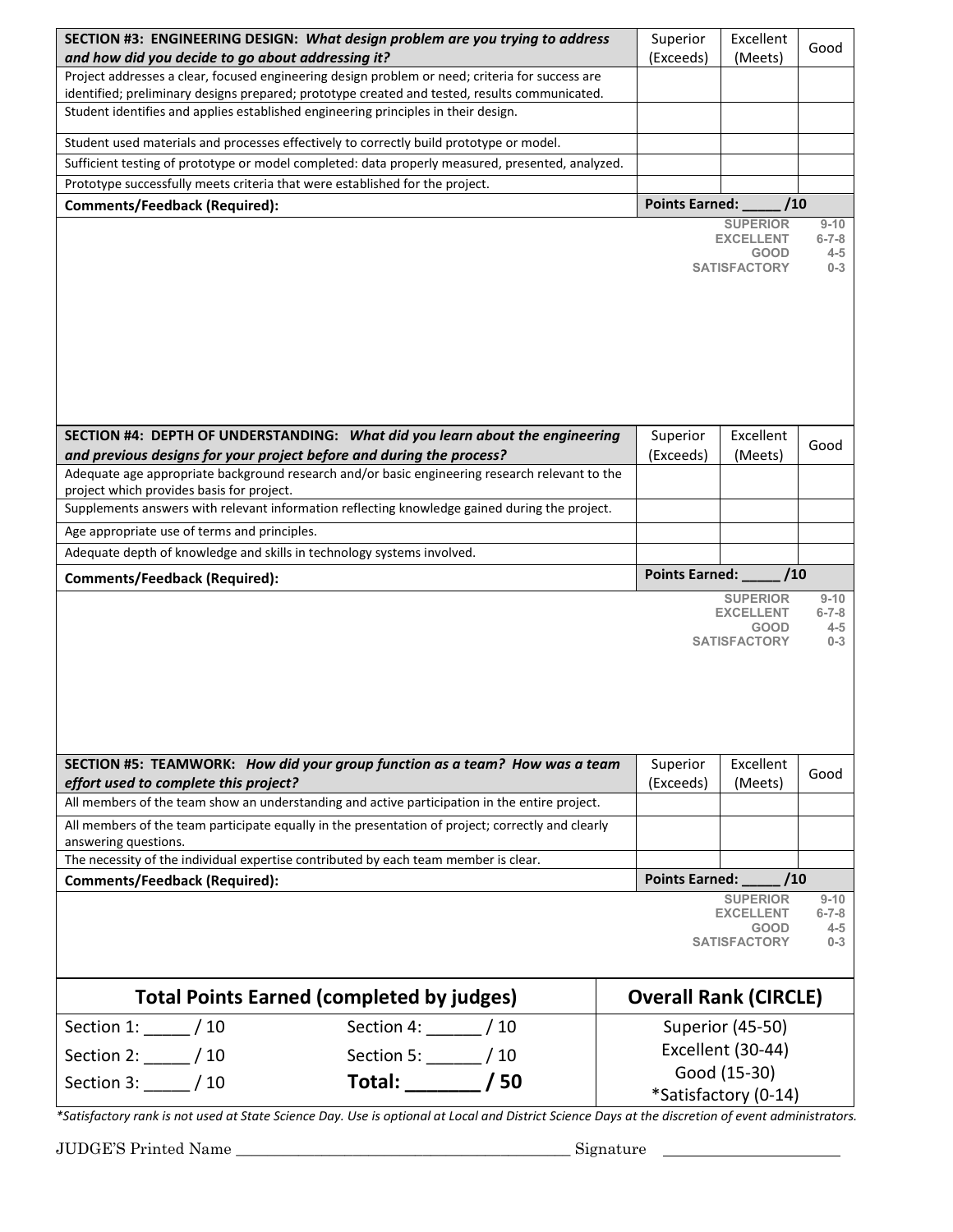| **SECTION #3: ENGINEERING DESIGN:** ***What design problem are you trying to address and how did you decide to go about addressing it?*** | Superior (Exceeds) | Excellent (Meets) | Good |
|---|---|---|---|
| Project addresses a clear, focused engineering design problem or need; criteria for success are identified; preliminary designs prepared; prototype created and tested, results communicated. | | | |
| Student identifies and applies established engineering principles in their design. | | | |
| Student used materials and processes effectively to correctly build prototype or model. | | | |
| Sufficient testing of prototype or model completed: data properly measured, presented, analyzed. | | | |
| Prototype successfully meets criteria that were established for the project. | | | |
| **Comments/Feedback (Required):** | **Points Earned: _____ /10** | | |

SUPERIOR 9-10
EXCELLENT 6-7-8
GOOD 4-5
SATISFACTORY 0-3

| **SECTION #4: DEPTH OF UNDERSTANDING:** ***What did you learn about the engineering and previous designs for your project before and during the process?*** | Superior (Exceeds) | Excellent (Meets) | Good |
|---|---|---|---|
| Adequate age appropriate background research and/or basic engineering research relevant to the project which provides basis for project. | | | |
| Supplements answers with relevant information reflecting knowledge gained during the project. | | | |
| Age appropriate use of terms and principles. | | | |
| Adequate depth of knowledge and skills in technology systems involved. | | | |
| **Comments/Feedback (Required):** | **Points Earned: _____ /10** | | |

SUPERIOR 9-10
EXCELLENT 6-7-8
GOOD 4-5
SATISFACTORY 0-3

| **SECTION #5: TEAMWORK:** ***How did your group function as a team? How was a team effort used to complete this project?*** | Superior (Exceeds) | Excellent (Meets) | Good |
|---|---|---|---|
| All members of the team show an understanding and active participation in the entire project. | | | |
| All members of the team participate equally in the presentation of project; correctly and clearly answering questions. | | | |
| The necessity of the individual expertise contributed by each team member is clear. | | | |
| **Comments/Feedback (Required):** | **Points Earned: _____ /10** | | |

SUPERIOR 9-10
EXCELLENT 6-7-8
GOOD 4-5
SATISFACTORY 0-3

| **Total Points Earned (completed by judges)** | | **Overall Rank (CIRCLE)** |
|---|---|---|
| Section 1: _____ / 10 | Section 4: ______ / 10 | Superior (45-50) |
| Section 2: _____ / 10 | Section 5: ______ / 10 | Excellent (30-44) |
| Section 3: _____ / 10 | **Total: _______ / 50** | Good (15-30) |
| | | *Satisfactory (0-14) |

*\*Satisfactory rank is not used at State Science Day. Use is optional at Local and District Science Days at the discretion of event administrators.*

JUDGE'S Printed Name ____________________________________________ Signature ______________________